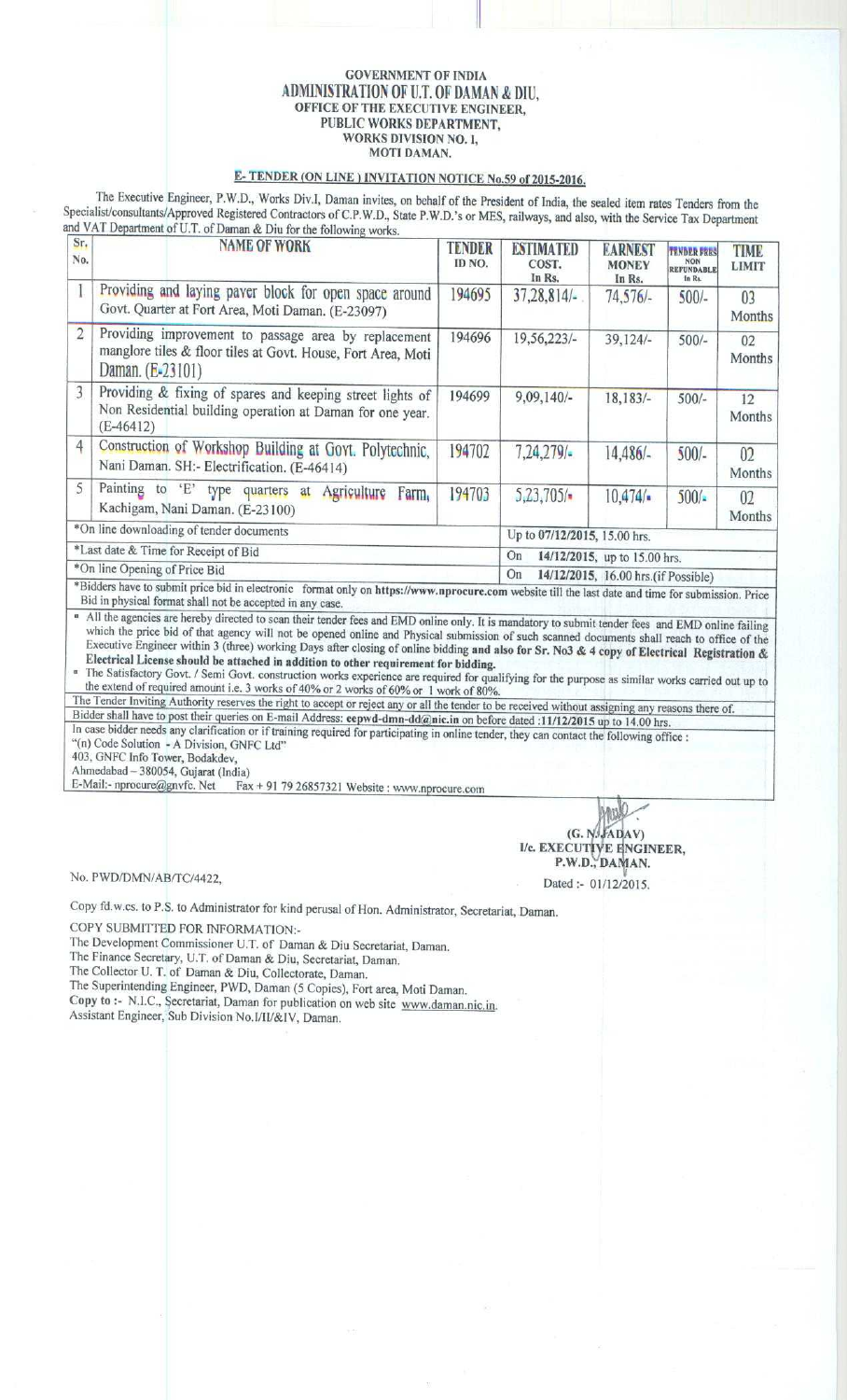**GOVERNMENT OF INDIA**
# ADMINISTRATION OF U.T. OF DAMAN & DIU,
**OFFICE OF THE EXECUTIVE ENGINEER,**
**PUBLIC WORKS DEPARTMENT,**
**WORKS DIVISION NO. 1,**
**MOTI DAMAN.**

## E- TENDER (ON LINE ) INVITATION NOTICE No.59 of 2015-2016.

The Executive Engineer, P.W.D., Works Div.I, Daman invites, on behalf of the President of India, the sealed item rates Tenders from the Specialist/consultants/Approved Registered Contractors of C.P.W.D., State P.W.D.'s or MES, railways, and also, with the Service Tax Department and VAT Department of U.T. of Daman & Diu for the following works.

| Sr. No. | NAME OF WORK | TENDER ID NO. | ESTIMATED COST. In Rs. | EARNEST MONEY In Rs. | TENDER FEES NON REFUNDABLE In Rs. | TIME LIMIT |
|---|---|---|---|---|---|---|
| 1 | Providing and laying paver block for open space around Govt. Quarter at Fort Area, Moti Daman. (E-23097) | 194695 | 37,28,814/- | 74,576/- | 500/- | 03 Months |
| 2 | Providing improvement to passage area by replacement manglore tiles & floor tiles at Govt. House, Fort Area, Moti Daman. (E-23101) | 194696 | 19,56,223/- | 39,124/- | 500/- | 02 Months |
| 3 | Providing & fixing of spares and keeping street lights of Non Residential building operation at Daman for one year. (E-46412) | 194699 | 9,09,140/- | 18,183/- | 500/- | 12 Months |
| 4 | Construction of Workshop Building at Govt. Polytechnic, Nani Daman. SH:- Electrification. (E-46414) | 194702 | 7,24,279/- | 14,486/- | 500/- | 02 Months |
| 5 | Painting to 'E' type quarters at Agriculture Farm, Kachigam, Nani Daman. (E-23100) | 194703 | 5,23,705/- | 10,474/- | 500/- | 02 Months |

| | |
|---|---|
| *On line downloading of tender documents | Up to 07/12/2015, 15.00 hrs. |
| *Last date & Time for Receipt of Bid | On **14/12/2015, up to 15.00 hrs.** |
| *On line Opening of Price Bid | On **14/12/2015, 16.00 hrs.(if Possible)** |

*Bidders have to submit price bid in electronic format only on **https://www.nprocure.com** website till the last date and time for submission. Price Bid in physical format shall not be accepted in any case.

- All the agencies are hereby directed to scan their tender fees and EMD online only. It is mandatory to submit tender fees and EMD online failing which the price bid of that agency will not be opened online and Physical submission of such scanned documents shall reach to office of the Executive Engineer within 3 (three) working Days after closing of online bidding **and also for Sr. No3 & 4 copy of Electrical Registration & Electrical License should be attached in addition to other requirement for bidding.**
- The Satisfactory Govt. / Semi Govt. construction works experience are required for qualifying for the purpose as similar works carried out up to the extend of required amount i.e. 3 works of 40% or 2 works of 60% or 1 work of 80%.

The Tender Inviting Authority reserves the right to accept or reject any or all the tender to be received without assigning any reasons there of.

Bidder shall have to post their queries on E-mail Address: **eepwd-dmn-dd@nic.in** on before dated **:11/12/2015 up to 14.00 hrs.**

In case bidder needs any clarification or if training required for participating in online tender, they can contact the following office :
"(n) Code Solution - A Division, GNFC Ltd"
403, GNFC Info Tower, Bodakdev,
Ahmedabad – 380054, Gujarat (India)
E-Mail:- nprocure@gnvfc. Net Fax + 91 79 26857321 Website : www.nprocure.com

**(G. N. JADAV)**
**I/c. EXECUTIVE ENGINEER,**
**P.W.D., DAMAN.**

No. PWD/DMN/AB/TC/4422,

Dated :- 01/12/2015.

Copy fd.w.cs. to P.S. to Administrator for kind perusal of Hon. Administrator, Secretariat, Daman.

COPY SUBMITTED FOR INFORMATION:-
The Development Commissioner U.T. of Daman & Diu Secretariat, Daman.
The Finance Secretary, U.T. of Daman & Diu, Secretariat, Daman.
The Collector U. T. of Daman & Diu, Collectorate, Daman.
The Superintending Engineer, PWD, Daman (5 Copies), Fort area, Moti Daman.
**Copy to :-** N.I.C., Secretariat, Daman for publication on web site www.daman.nic.in.
Assistant Engineer, Sub Division No.I/II/&IV, Daman.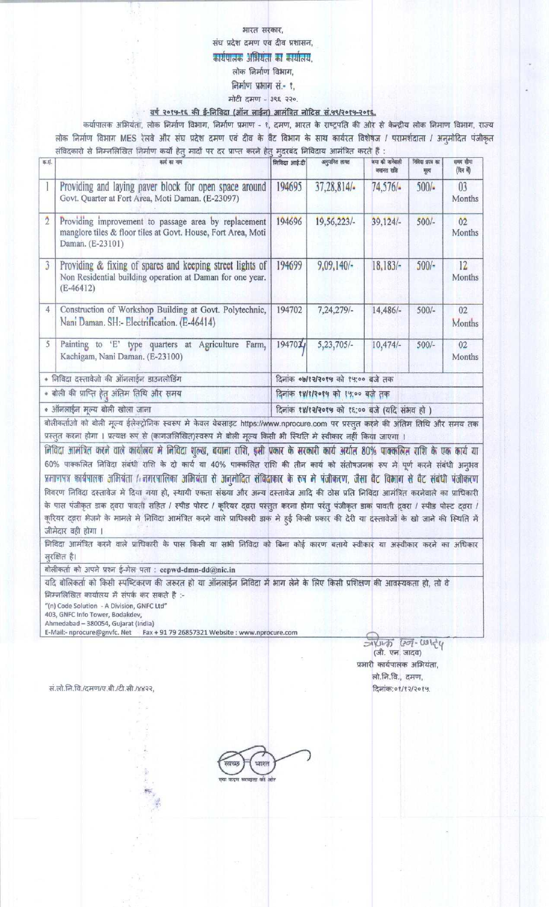भारत सरकार,

संघ प्रदेश दमण एव दीव प्रशासन,

**कार्यपालक अभियंता का कार्यालय,**

लोक निर्माण विभाग,

निर्माण प्रभाग सं.- १,

मोटी दमण - ३९६ २२०.

**वर्ष २०१५-१६ की ई-निविदा (ऑन लाईन) आमंत्रित नोटिस सं.५९/२०१५-२०१६.**

कर्यापालक अभियंता, लोक निर्माण विभाग, निर्माण प्रमाण - १, दमण, भारत के राष्ट्रपति की ओर से केन्द्रीय लोक निर्माण विभाग, राज्य लोक निर्माण विभाग MES रेलवे और संघ प्रदेश दमण एवं दीव के वैट विभाग के साथ कार्यरत विशेषज्ञ / परामर्शदाता / अनुमोदित पंजीकृत संविदकारो से निम्नलिखित निर्माण कर्यो हेतु मादों पर दर प्राप्त करने हेतु मुद्रबंद निविदाय आमंत्रित करते हैं :

| क्र.सं. | कार्य का नाम | निविदा आई.डी | अनुमानित लागत | जमा की जानेवाली जमानत राशि | निविदा प्रपत्र का मूल्य | समय सीमा (दिन में) |
|---|---|---|---|---|---|---|
| 1 | Providing and laying paver block for open space around Govt. Quarter at Fort Area, Moti Daman. (E-23097) | 194695 | 37,28,814/- | 74,576/- | 500/- | 03 Months |
| 2 | Providing improvement to passage area by replacement manglore tiles & floor tiles at Govt. House, Fort Area, Moti Daman. (E-23101) | 194696 | 19,56,223/- | 39,124/- | 500/- | 02 Months |
| 3 | Providing & fixing of spares and keeping street lights of Non Residential building operation at Daman for one year. (E-46412) | 194699 | 9,09,140/- | 18,183/- | 500/- | 12 Months |
| 4 | Construction of Workshop Building at Govt. Polytechnic, Nani Daman. SH:- Electrification. (E-46414) | 194702 | 7,24,279/- | 14,486/- | 500/- | 02 Months |
| 5 | Painting to 'E' type quarters at Agriculture Farm, Kachigam, Nani Daman. (E-23100) | 194704 | 5,23,705/- | 10,474/- | 500/- | 02 Months |

| | |
|---|---|
| • निविदा दस्तावेजो की ऑनलाईन डाउनलोडिंग | दिनांक ०७/१२/२०१५ को १५:०० बजे तक |
| • बोली की प्राप्ति हेतु अंतिम तिथि और समय | दिनांक १४/१/२०१५ को १५:०० बजे तक |
| • ऑनलाईन मूल्य बोली खोला जाना | दिनांक १४/१२/२०१५ को १६:०० बजे (यदि संभव हो ) |

बोलीकर्ताओं को बोली मूल्य ईलेक्ट्रोनिक स्वरूप मे केवल वेबसाइट https://www.nprocure.com पर प्रस्तुत करने की अंतिम तिथि और समय तक प्रस्तुत करना होगा । प्रत्यक्ष रूप से (कागजलिखित)स्वरूप मे बोली मूल्य किसी भी स्थिति मे स्वीकार नहीं किया जाएगा ।

निविदा आमंत्रित करने वाले कार्यालय मे निविदा शुल्क, बयाना राशि, इसी प्रकार के सरकारी कार्य अर्थात 80% पाक्कलित राशि के एक कार्य या 60% पाक्कलित निविदा संबंधी राशि के दो कार्य या 40% पाक्कलित राशि की तीन कार्य को संतोषजनक रूप मे पूर्ण करने संबंधी अनुभव प्रमाणपत्र कार्यपालक अभियंता / नगरपालिका अभियंता से अनुमोदित संविदाकार के रूप मे पंजीकरण, जैसा वैट विभाग से वैट संबंधी पंजीकरण विवरण निविदा दस्तावेज मे दिया गया हो, स्थायी एकता संख्या और अन्य दस्तावेज आदि की ठोस प्रति निविदा आमंत्रित करनेवाले का प्राधिकारी के पास पंजीकृत डाक द्वारा पावती सहित / स्पीड पोस्ट / कूरियर द्वारा पस्तुत करना होगा परंतु पंजीकृत डाक पावती द्वारा / स्पीड पोस्ट द्वारा / कूरियर द्वारा भेजने के मामले मे निविदा आमंत्रित करने वाले प्राधिकारी डाक मे हुई किसी प्रकार की देरी या दस्तावेजों के खो जाने की स्थिति में जीमेदार वही होगा ।

निविदा आमंत्रित करने वाले प्राधिकारी के पास किसी या सभी निविदा को बिना कोई कारण बताये स्वीकार या अस्वीकार करने का अधिकार सुरक्षित है।

बोलीकर्ता को अपने प्रश्न ई-मेल पता : eepwd-dmn-dd@nic.in

यदि बोलिकर्ता को किसी स्पष्टिकरण की जरुरत हो या ऑनलाईन निविदा में भाग लेने के लिए किसी प्रशिक्षण की आवस्यकता हो, तो वे निम्नलिखित कार्यालय में संपर्क कर सकते है :-

"(n) Code Solution - A Division, GNFC Ltd"
403, GNFC Info Tower, Bodakdev,
Ahmedabad – 380054, Gujarat (India)
E-Mail:- nprocure@gnvfc. Net Fax + 91 79 26857321 Website : www.nprocure.com

(जी. एन. जादव)
प्रभारी कार्यपालक अभियंता,
लो.नि.वि., दमण,
दिनांक:०१/१२/२०१५.

सं.लो.नि.वि./दमण/ए.बी./टी.सी./४४२२,

स्वच्छ भारत
एक कदम स्वच्छता की ओर